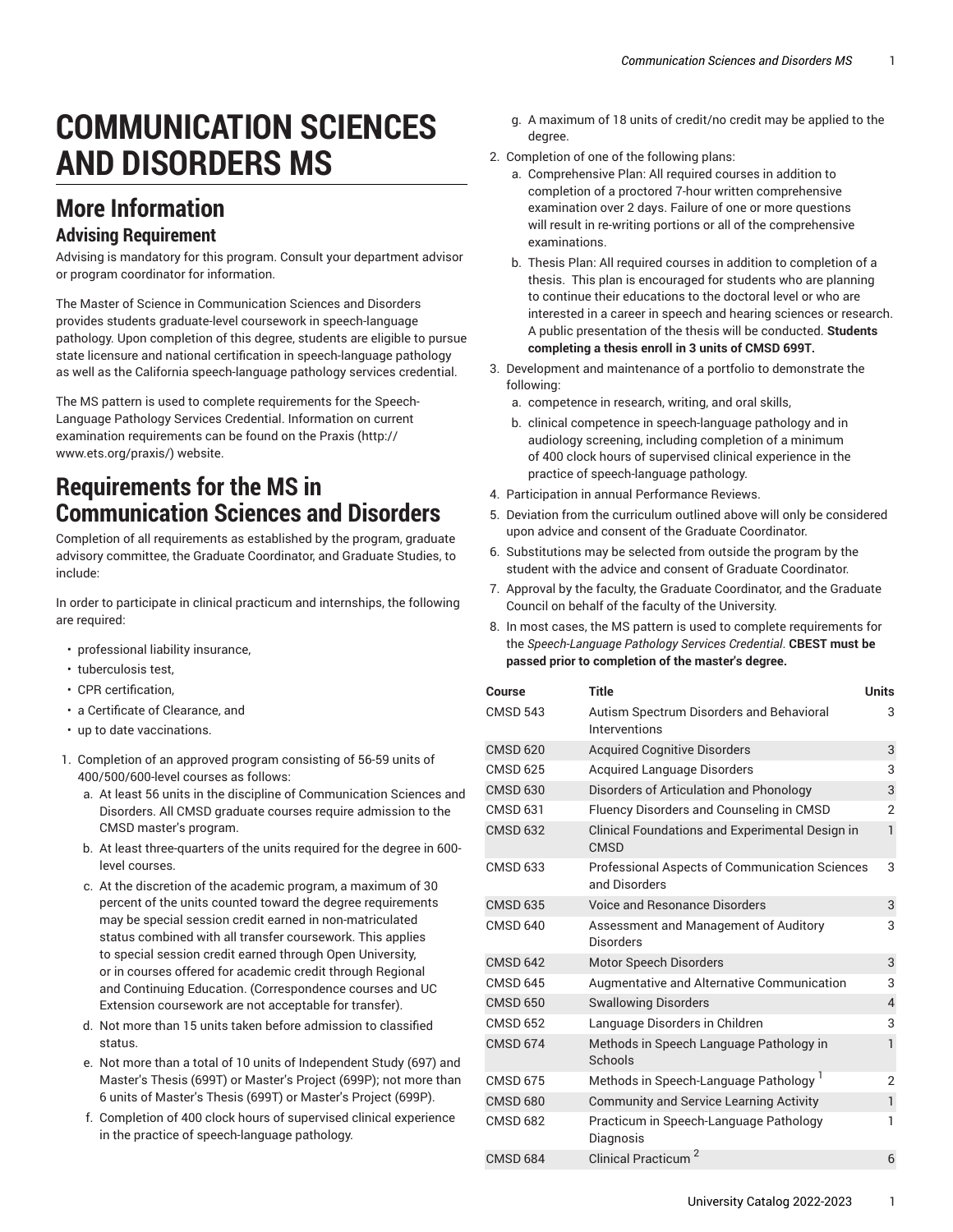# COMMUNICATION SCIENCES AND DISORDERS MS

## More Information

### Advising Requirement

Advising is mandatory for this program. Consult your department advisor or program coordinator for information.

The Master of Science in Communication Sciences and Disorders provides students graduate-level coursework in speech-language pathology. Upon completion of this degree, students are eligible to pursue state licensure and national certification in speech-language pathology as well as the California speech-language pathology services credential.

The MS pattern is used to complete requirements for the Speech-Language Pathology Services Credential. Information on current examination requirements can be found on the Praxis (http://www.ets.org/praxis/) website.

## Requirements for the MS in Communication Sciences and Disorders

Completion of all requirements as established by the program, graduate advisory committee, the Graduate Coordinator, and Graduate Studies, to include:

In order to participate in clinical practicum and internships, the following are required:

- professional liability insurance,
- tuberculosis test,
- CPR certification,
- a Certificate of Clearance, and
- up to date vaccinations.

1. Completion of an approved program consisting of 56-59 units of 400/500/600-level courses as follows:
   a. At least 56 units in the discipline of Communication Sciences and Disorders. All CMSD graduate courses require admission to the CMSD master's program.
   b. At least three-quarters of the units required for the degree in 600-level courses.
   c. At the discretion of the academic program, a maximum of 30 percent of the units counted toward the degree requirements may be special session credit earned in non-matriculated status combined with all transfer coursework. This applies to special session credit earned through Open University, or in courses offered for academic credit through Regional and Continuing Education. (Correspondence courses and UC Extension coursework are not acceptable for transfer).
   d. Not more than 15 units taken before admission to classified status.
   e. Not more than a total of 10 units of Independent Study (697) and Master's Thesis (699T) or Master's Project (699P); not more than 6 units of Master's Thesis (699T) or Master's Project (699P).
   f. Completion of 400 clock hours of supervised clinical experience in the practice of speech-language pathology.
   g. A maximum of 18 units of credit/no credit may be applied to the degree.
2. Completion of one of the following plans:
   a. Comprehensive Plan: All required courses in addition to completion of a proctored 7-hour written comprehensive examination over 2 days. Failure of one or more questions will result in re-writing portions or all of the comprehensive examinations.
   b. Thesis Plan: All required courses in addition to completion of a thesis. This plan is encouraged for students who are planning to continue their educations to the doctoral level or who are interested in a career in speech and hearing sciences or research. A public presentation of the thesis will be conducted. **Students completing a thesis enroll in 3 units of CMSD 699T.**
3. Development and maintenance of a portfolio to demonstrate the following:
   a. competence in research, writing, and oral skills,
   b. clinical competence in speech-language pathology and in audiology screening, including completion of a minimum of 400 clock hours of supervised clinical experience in the practice of speech-language pathology.
4. Participation in annual Performance Reviews.
5. Deviation from the curriculum outlined above will only be considered upon advice and consent of the Graduate Coordinator.
6. Substitutions may be selected from outside the program by the student with the advice and consent of Graduate Coordinator.
7. Approval by the faculty, the Graduate Coordinator, and the Graduate Council on behalf of the faculty of the University.
8. In most cases, the MS pattern is used to complete requirements for the *Speech-Language Pathology Services Credential*. **CBEST must be passed prior to completion of the master's degree.**

| Course | Title | Units |
|---|---|---|
| CMSD 543 | Autism Spectrum Disorders and Behavioral Interventions | 3 |
| CMSD 620 | Acquired Cognitive Disorders | 3 |
| CMSD 625 | Acquired Language Disorders | 3 |
| CMSD 630 | Disorders of Articulation and Phonology | 3 |
| CMSD 631 | Fluency Disorders and Counseling in CMSD | 2 |
| CMSD 632 | Clinical Foundations and Experimental Design in CMSD | 1 |
| CMSD 633 | Professional Aspects of Communication Sciences and Disorders | 3 |
| CMSD 635 | Voice and Resonance Disorders | 3 |
| CMSD 640 | Assessment and Management of Auditory Disorders | 3 |
| CMSD 642 | Motor Speech Disorders | 3 |
| CMSD 645 | Augmentative and Alternative Communication | 3 |
| CMSD 650 | Swallowing Disorders | 4 |
| CMSD 652 | Language Disorders in Children | 3 |
| CMSD 674 | Methods in Speech Language Pathology in Schools | 1 |
| CMSD 675 | Methods in Speech-Language Pathology [1] | 2 |
| CMSD 680 | Community and Service Learning Activity | 1 |
| CMSD 682 | Practicum in Speech-Language Pathology Diagnosis | 1 |
| CMSD 684 | Clinical Practicum [2] | 6 |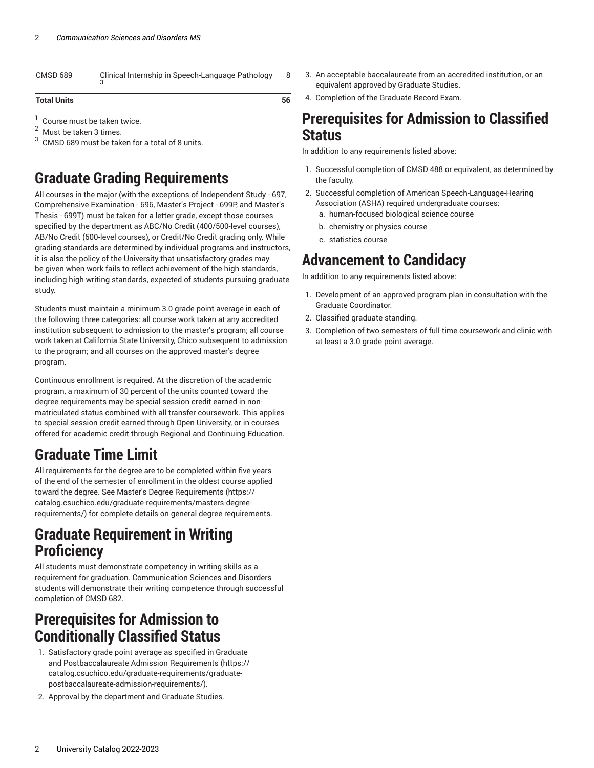| | | |
|---|---|---|
| CMSD 689 | Clinical Internship in Speech-Language Pathology [3] | 8 |
| **Total Units** | | **56** |

[1] Course must be taken twice.
[2] Must be taken 3 times.
[3] CMSD 689 must be taken for a total of 8 units.

## Graduate Grading Requirements

All courses in the major (with the exceptions of Independent Study - 697, Comprehensive Examination - 696, Master's Project - 699P, and Master's Thesis - 699T) must be taken for a letter grade, except those courses specified by the department as ABC/No Credit (400/500-level courses), AB/No Credit (600-level courses), or Credit/No Credit grading only. While grading standards are determined by individual programs and instructors, it is also the policy of the University that unsatisfactory grades may be given when work fails to reflect achievement of the high standards, including high writing standards, expected of students pursuing graduate study.

Students must maintain a minimum 3.0 grade point average in each of the following three categories: all course work taken at any accredited institution subsequent to admission to the master's program; all course work taken at California State University, Chico subsequent to admission to the program; and all courses on the approved master's degree program.

Continuous enrollment is required. At the discretion of the academic program, a maximum of 30 percent of the units counted toward the degree requirements may be special session credit earned in non-matriculated status combined with all transfer coursework. This applies to special session credit earned through Open University, or in courses offered for academic credit through Regional and Continuing Education.

## Graduate Time Limit

All requirements for the degree are to be completed within five years of the end of the semester of enrollment in the oldest course applied toward the degree. See Master's Degree Requirements (https://catalog.csuchico.edu/graduate-requirements/masters-degree-requirements/) for complete details on general degree requirements.

## Graduate Requirement in Writing Proficiency

All students must demonstrate competency in writing skills as a requirement for graduation. Communication Sciences and Disorders students will demonstrate their writing competence through successful completion of CMSD 682.

## Prerequisites for Admission to Conditionally Classified Status

1. Satisfactory grade point average as specified in Graduate and Postbaccalaureate Admission Requirements (https://catalog.csuchico.edu/graduate-requirements/graduate-postbaccalaureate-admission-requirements/).
2. Approval by the department and Graduate Studies.
3. An acceptable baccalaureate from an accredited institution, or an equivalent approved by Graduate Studies.
4. Completion of the Graduate Record Exam.

## Prerequisites for Admission to Classified Status

In addition to any requirements listed above:

1. Successful completion of CMSD 488 or equivalent, as determined by the faculty.
2. Successful completion of American Speech-Language-Hearing Association (ASHA) required undergraduate courses:
   a. human-focused biological science course
   b. chemistry or physics course
   c. statistics course

## Advancement to Candidacy

In addition to any requirements listed above:

1. Development of an approved program plan in consultation with the Graduate Coordinator.
2. Classified graduate standing.
3. Completion of two semesters of full-time coursework and clinic with at least a 3.0 grade point average.